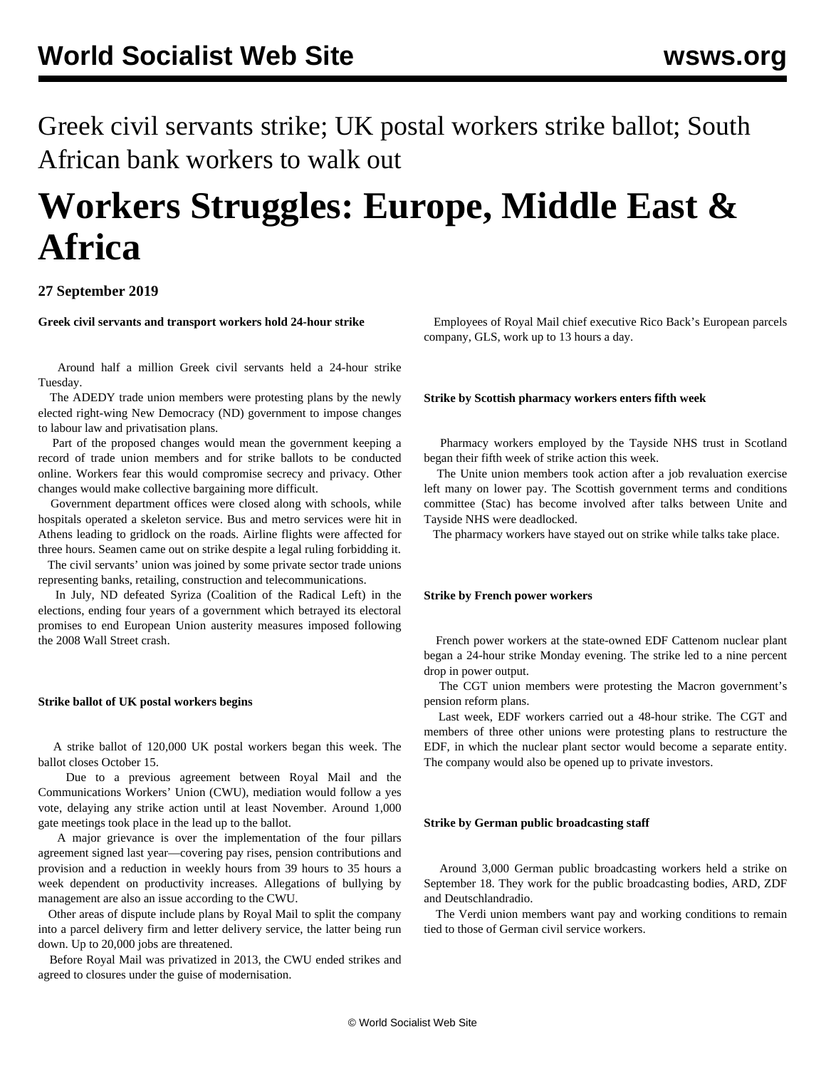Greek civil servants strike; UK postal workers strike ballot; South African bank workers to walk out

# Workers Struggles: Europe, Middle East & Africa

**27 September 2019**

**Greek civil servants and transport workers hold 24-hour strike**

Around half a million Greek civil servants held a 24-hour strike Tuesday.

The ADEDY trade union members were protesting plans by the newly elected right-wing New Democracy (ND) government to impose changes to labour law and privatisation plans.

Part of the proposed changes would mean the government keeping a record of trade union members and for strike ballots to be conducted online. Workers fear this would compromise secrecy and privacy. Other changes would make collective bargaining more difficult.

Government department offices were closed along with schools, while hospitals operated a skeleton service. Bus and metro services were hit in Athens leading to gridlock on the roads. Airline flights were affected for three hours. Seamen came out on strike despite a legal ruling forbidding it.

The civil servants' union was joined by some private sector trade unions representing banks, retailing, construction and telecommunications.

In July, ND defeated Syriza (Coalition of the Radical Left) in the elections, ending four years of a government which betrayed its electoral promises to end European Union austerity measures imposed following the 2008 Wall Street crash.

**Strike ballot of UK postal workers begins**

A strike ballot of 120,000 UK postal workers began this week. The ballot closes October 15.

Due to a previous agreement between Royal Mail and the Communications Workers' Union (CWU), mediation would follow a yes vote, delaying any strike action until at least November. Around 1,000 gate meetings took place in the lead up to the ballot.

A major grievance is over the implementation of the four pillars agreement signed last year—covering pay rises, pension contributions and provision and a reduction in weekly hours from 39 hours to 35 hours a week dependent on productivity increases. Allegations of bullying by management are also an issue according to the CWU.

Other areas of dispute include plans by Royal Mail to split the company into a parcel delivery firm and letter delivery service, the latter being run down. Up to 20,000 jobs are threatened.

Before Royal Mail was privatized in 2013, the CWU ended strikes and agreed to closures under the guise of modernisation.

Employees of Royal Mail chief executive Rico Back's European parcels company, GLS, work up to 13 hours a day.

**Strike by Scottish pharmacy workers enters fifth week**

Pharmacy workers employed by the Tayside NHS trust in Scotland began their fifth week of strike action this week.

The Unite union members took action after a job revaluation exercise left many on lower pay. The Scottish government terms and conditions committee (Stac) has become involved after talks between Unite and Tayside NHS were deadlocked.

The pharmacy workers have stayed out on strike while talks take place.

**Strike by French power workers**

French power workers at the state-owned EDF Cattenom nuclear plant began a 24-hour strike Monday evening. The strike led to a nine percent drop in power output.

The CGT union members were protesting the Macron government's pension reform plans.

Last week, EDF workers carried out a 48-hour strike. The CGT and members of three other unions were protesting plans to restructure the EDF, in which the nuclear plant sector would become a separate entity. The company would also be opened up to private investors.

**Strike by German public broadcasting staff**

Around 3,000 German public broadcasting workers held a strike on September 18. They work for the public broadcasting bodies, ARD, ZDF and Deutschlandradio.

The Verdi union members want pay and working conditions to remain tied to those of German civil service workers.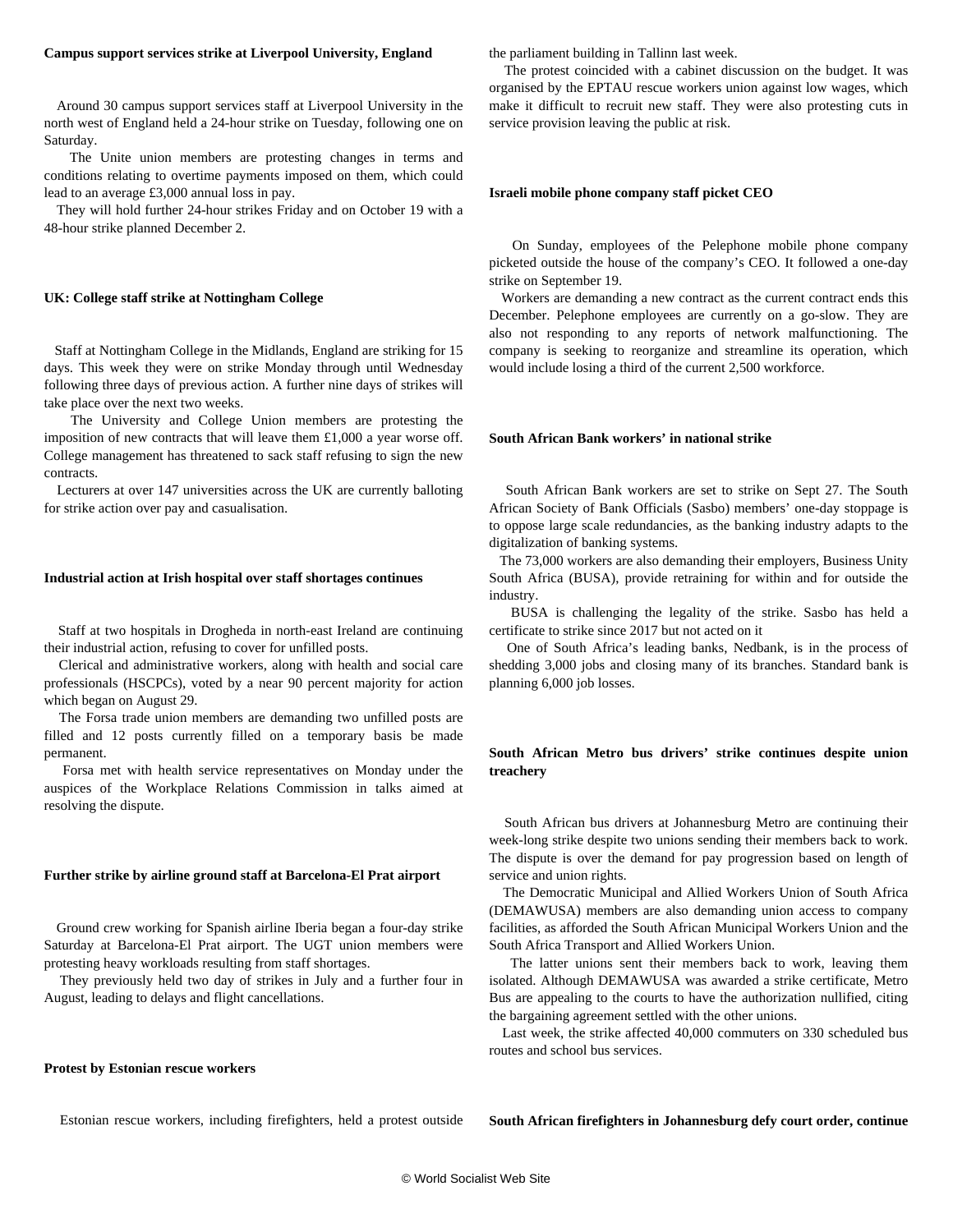**Campus support services strike at Liverpool University, England**

Around 30 campus support services staff at Liverpool University in the north west of England held a 24-hour strike on Tuesday, following one on Saturday.

The Unite union members are protesting changes in terms and conditions relating to overtime payments imposed on them, which could lead to an average £3,000 annual loss in pay.

They will hold further 24-hour strikes Friday and on October 19 with a 48-hour strike planned December 2.

**UK: College staff strike at Nottingham College**

Staff at Nottingham College in the Midlands, England are striking for 15 days. This week they were on strike Monday through until Wednesday following three days of previous action. A further nine days of strikes will take place over the next two weeks.

The University and College Union members are protesting the imposition of new contracts that will leave them £1,000 a year worse off. College management has threatened to sack staff refusing to sign the new contracts.

Lecturers at over 147 universities across the UK are currently balloting for strike action over pay and casualisation.

**Industrial action at Irish hospital over staff shortages continues**

Staff at two hospitals in Drogheda in north-east Ireland are continuing their industrial action, refusing to cover for unfilled posts.

Clerical and administrative workers, along with health and social care professionals (HSCPCs), voted by a near 90 percent majority for action which began on August 29.

The Forsa trade union members are demanding two unfilled posts are filled and 12 posts currently filled on a temporary basis be made permanent.

Forsa met with health service representatives on Monday under the auspices of the Workplace Relations Commission in talks aimed at resolving the dispute.

**Further strike by airline ground staff at Barcelona-El Prat airport**

Ground crew working for Spanish airline Iberia began a four-day strike Saturday at Barcelona-El Prat airport. The UGT union members were protesting heavy workloads resulting from staff shortages.

They previously held two day of strikes in July and a further four in August, leading to delays and flight cancellations.

**Protest by Estonian rescue workers**

Estonian rescue workers, including firefighters, held a protest outside the parliament building in Tallinn last week.

The protest coincided with a cabinet discussion on the budget. It was organised by the EPTAU rescue workers union against low wages, which make it difficult to recruit new staff. They were also protesting cuts in service provision leaving the public at risk.

**Israeli mobile phone company staff picket CEO**

On Sunday, employees of the Pelephone mobile phone company picketed outside the house of the company's CEO. It followed a one-day strike on September 19.

Workers are demanding a new contract as the current contract ends this December. Pelephone employees are currently on a go-slow. They are also not responding to any reports of network malfunctioning. The company is seeking to reorganize and streamline its operation, which would include losing a third of the current 2,500 workforce.

**South African Bank workers' in national strike**

South African Bank workers are set to strike on Sept 27. The South African Society of Bank Officials (Sasbo) members' one-day stoppage is to oppose large scale redundancies, as the banking industry adapts to the digitalization of banking systems.

The 73,000 workers are also demanding their employers, Business Unity South Africa (BUSA), provide retraining for within and for outside the industry.

BUSA is challenging the legality of the strike. Sasbo has held a certificate to strike since 2017 but not acted on it

One of South Africa's leading banks, Nedbank, is in the process of shedding 3,000 jobs and closing many of its branches. Standard bank is planning 6,000 job losses.

**South African Metro bus drivers' strike continues despite union treachery**

South African bus drivers at Johannesburg Metro are continuing their week-long strike despite two unions sending their members back to work. The dispute is over the demand for pay progression based on length of service and union rights.

The Democratic Municipal and Allied Workers Union of South Africa (DEMAWUSA) members are also demanding union access to company facilities, as afforded the South African Municipal Workers Union and the South Africa Transport and Allied Workers Union.

The latter unions sent their members back to work, leaving them isolated. Although DEMAWUSA was awarded a strike certificate, Metro Bus are appealing to the courts to have the authorization nullified, citing the bargaining agreement settled with the other unions.

Last week, the strike affected 40,000 commuters on 330 scheduled bus routes and school bus services.

**South African firefighters in Johannesburg defy court order, continue**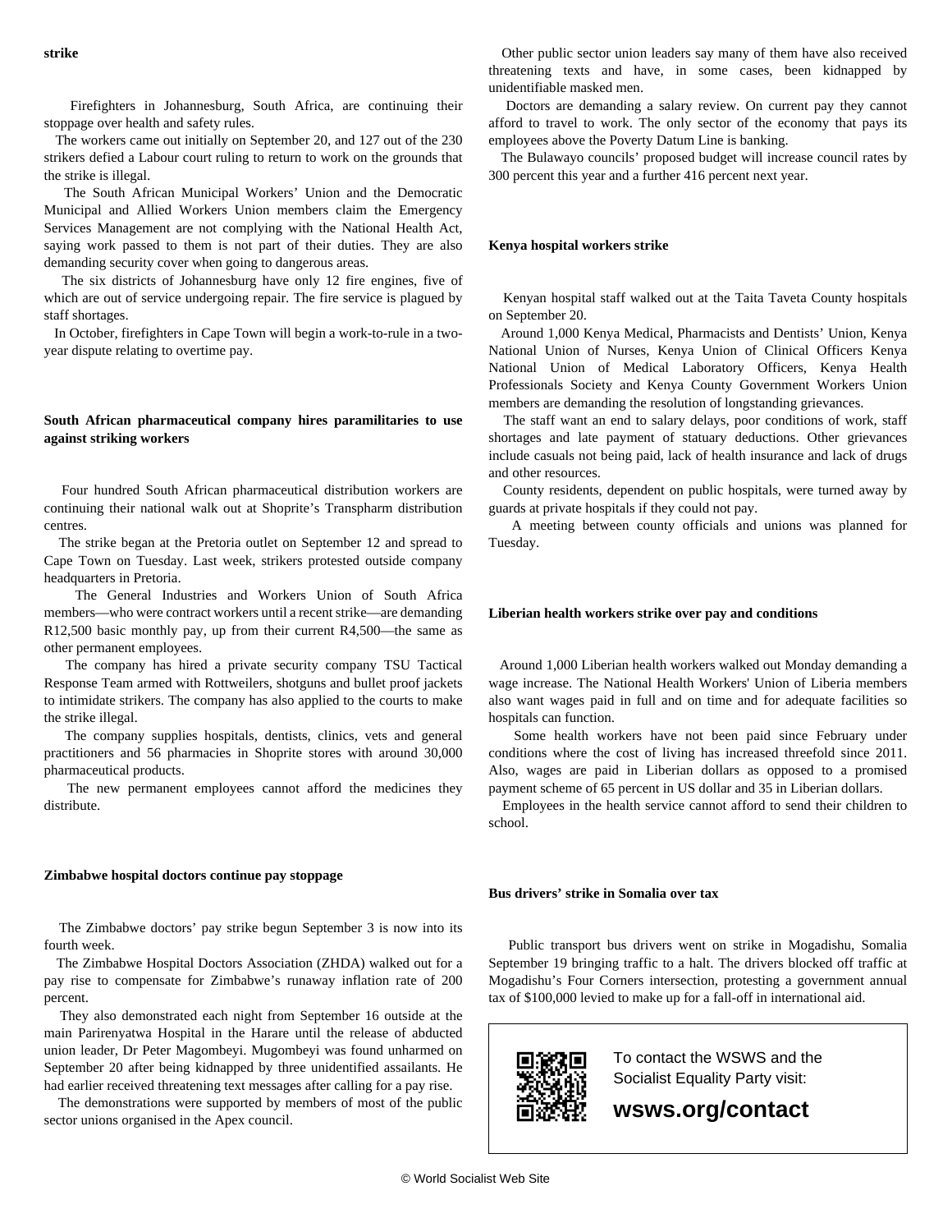**strike**

Firefighters in Johannesburg, South Africa, are continuing their stoppage over health and safety rules.

The workers came out initially on September 20, and 127 out of the 230 strikers defied a Labour court ruling to return to work on the grounds that the strike is illegal.

The South African Municipal Workers' Union and the Democratic Municipal and Allied Workers Union members claim the Emergency Services Management are not complying with the National Health Act, saying work passed to them is not part of their duties. They are also demanding security cover when going to dangerous areas.

The six districts of Johannesburg have only 12 fire engines, five of which are out of service undergoing repair. The fire service is plagued by staff shortages.

In October, firefighters in Cape Town will begin a work-to-rule in a two-year dispute relating to overtime pay.

**South African pharmaceutical company hires paramilitaries to use against striking workers**

Four hundred South African pharmaceutical distribution workers are continuing their national walk out at Shoprite's Transpharm distribution centres.

The strike began at the Pretoria outlet on September 12 and spread to Cape Town on Tuesday. Last week, strikers protested outside company headquarters in Pretoria.

The General Industries and Workers Union of South Africa members—who were contract workers until a recent strike—are demanding R12,500 basic monthly pay, up from their current R4,500—the same as other permanent employees.

The company has hired a private security company TSU Tactical Response Team armed with Rottweilers, shotguns and bullet proof jackets to intimidate strikers. The company has also applied to the courts to make the strike illegal.

The company supplies hospitals, dentists, clinics, vets and general practitioners and 56 pharmacies in Shoprite stores with around 30,000 pharmaceutical products.

The new permanent employees cannot afford the medicines they distribute.

**Zimbabwe hospital doctors continue pay stoppage**

The Zimbabwe doctors' pay strike begun September 3 is now into its fourth week.

The Zimbabwe Hospital Doctors Association (ZHDA) walked out for a pay rise to compensate for Zimbabwe's runaway inflation rate of 200 percent.

They also demonstrated each night from September 16 outside at the main Parirenyatwa Hospital in the Harare until the release of abducted union leader, Dr Peter Magombeyi. Mugombeyi was found unharmed on September 20 after being kidnapped by three unidentified assailants. He had earlier received threatening text messages after calling for a pay rise.

The demonstrations were supported by members of most of the public sector unions organised in the Apex council.

Other public sector union leaders say many of them have also received threatening texts and have, in some cases, been kidnapped by unidentifiable masked men.

Doctors are demanding a salary review. On current pay they cannot afford to travel to work. The only sector of the economy that pays its employees above the Poverty Datum Line is banking.

The Bulawayo councils' proposed budget will increase council rates by 300 percent this year and a further 416 percent next year.

**Kenya hospital workers strike**

Kenyan hospital staff walked out at the Taita Taveta County hospitals on September 20.

Around 1,000 Kenya Medical, Pharmacists and Dentists' Union, Kenya National Union of Nurses, Kenya Union of Clinical Officers Kenya National Union of Medical Laboratory Officers, Kenya Health Professionals Society and Kenya County Government Workers Union members are demanding the resolution of longstanding grievances.

The staff want an end to salary delays, poor conditions of work, staff shortages and late payment of statuary deductions. Other grievances include casuals not being paid, lack of health insurance and lack of drugs and other resources.

County residents, dependent on public hospitals, were turned away by guards at private hospitals if they could not pay.

A meeting between county officials and unions was planned for Tuesday.

**Liberian health workers strike over pay and conditions**

Around 1,000 Liberian health workers walked out Monday demanding a wage increase. The National Health Workers' Union of Liberia members also want wages paid in full and on time and for adequate facilities so hospitals can function.

Some health workers have not been paid since February under conditions where the cost of living has increased threefold since 2011. Also, wages are paid in Liberian dollars as opposed to a promised payment scheme of 65 percent in US dollar and 35 in Liberian dollars.

Employees in the health service cannot afford to send their children to school.

**Bus drivers' strike in Somalia over tax**

Public transport bus drivers went on strike in Mogadishu, Somalia September 19 bringing traffic to a halt. The drivers blocked off traffic at Mogadishu's Four Corners intersection, protesting a government annual tax of $100,000 levied to make up for a fall-off in international aid.

To contact the WSWS and the Socialist Equality Party visit:

**wsws.org/contact**